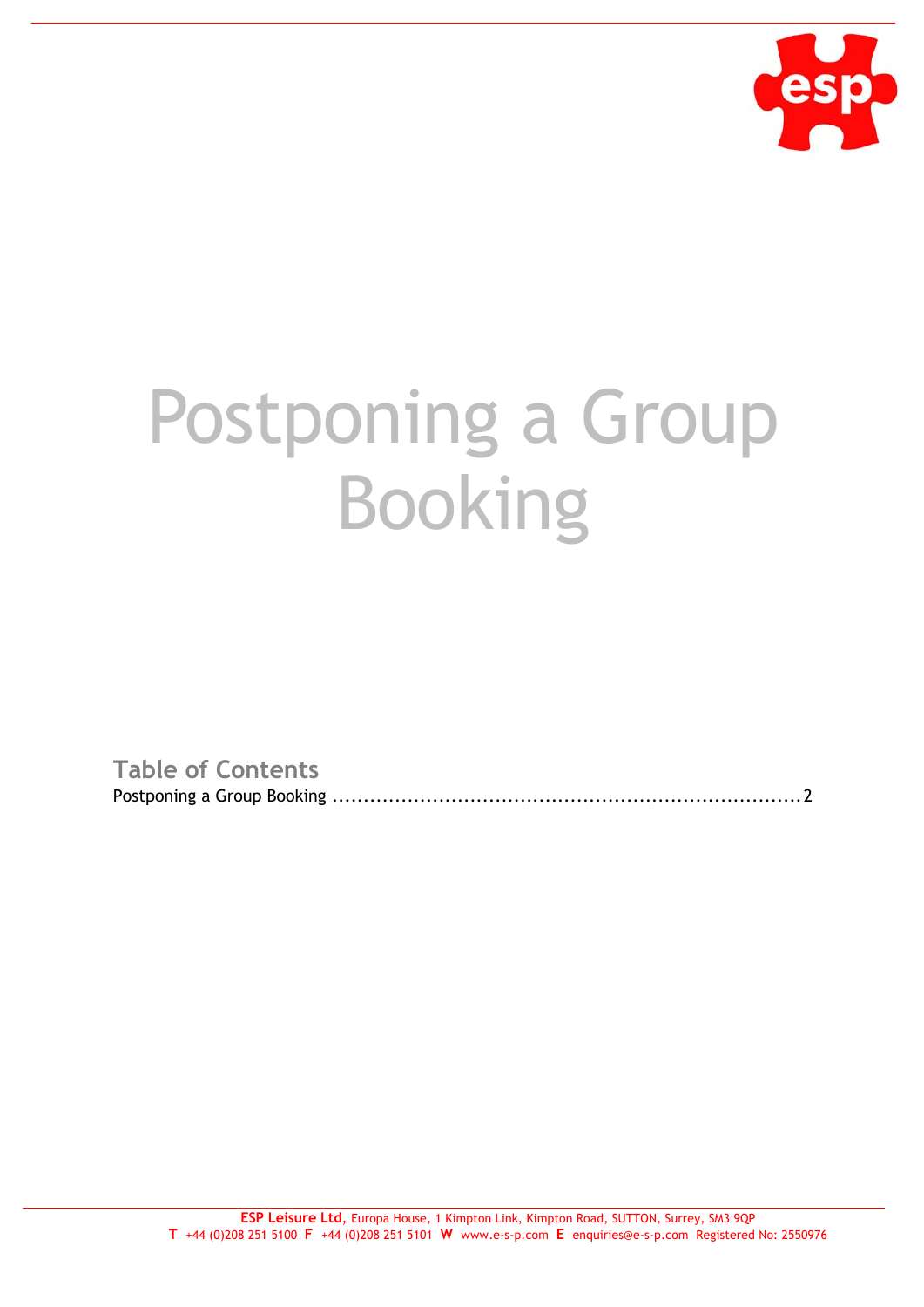# Postponing a Group Booking

## Table of Contents

Postponing a Group Booking ........................................................................ 2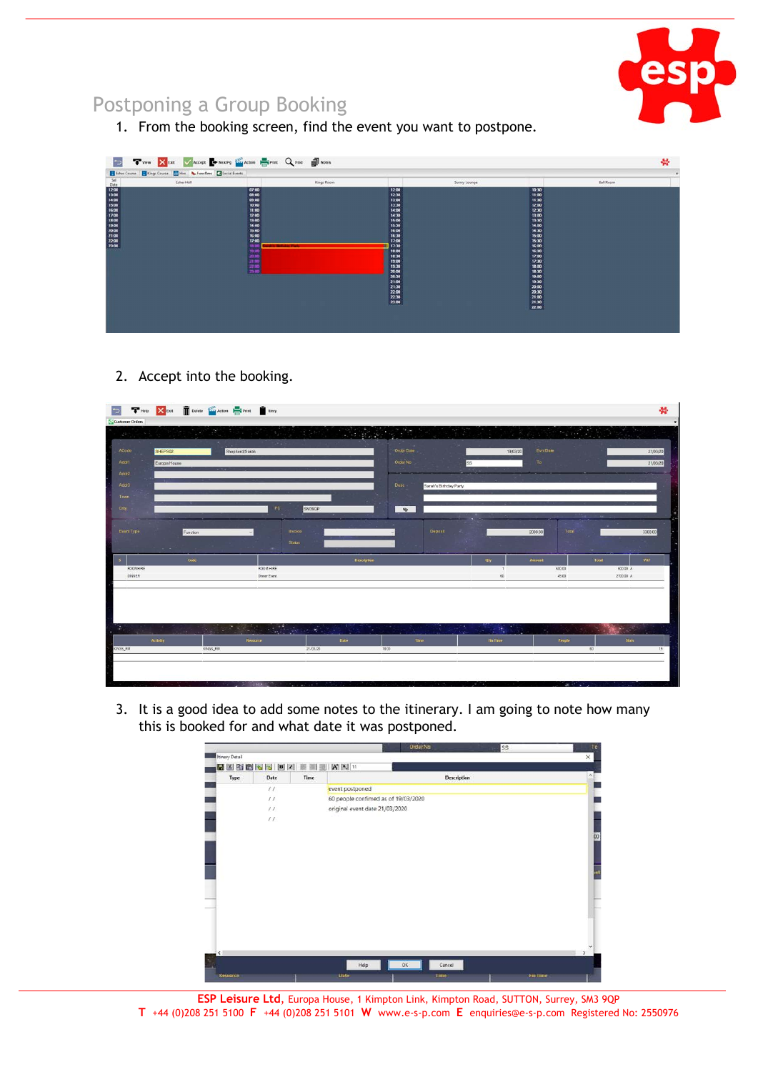## Postponing a Group Booking

1. From the booking screen, find the event you want to postpone.

2. Accept into the booking.

3. It is a good idea to add some notes to the itinerary. I am going to note how many this is booked for and what date it was postponed.

**ESP Leisure Ltd**, Europa House, 1 Kimpton Link, Kimpton Road, SUTTON, Surrey, SM3 9QP
**T** +44 (0)208 251 5100 **F** +44 (0)208 251 5101 **W** www.e-s-p.com **E** enquiries@e-s-p.com Registered No: 2550976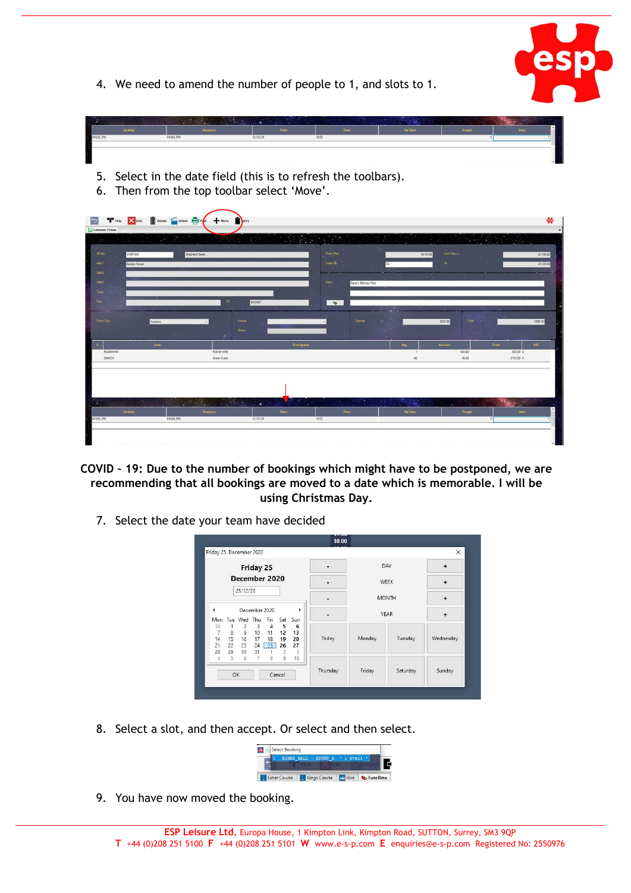4. We need to amend the number of people to 1, and slots to 1.

5. Select in the date field (this is to refresh the toolbars).
6. Then from the top toolbar select 'Move'.

**COVID – 19: Due to the number of bookings which might have to be postponed, we are recommending that all bookings are moved to a date which is memorable. I will be using Christmas Day.**

7. Select the date your team have decided

8. Select a slot, and then accept. Or select and then select.

9. You have now moved the booking.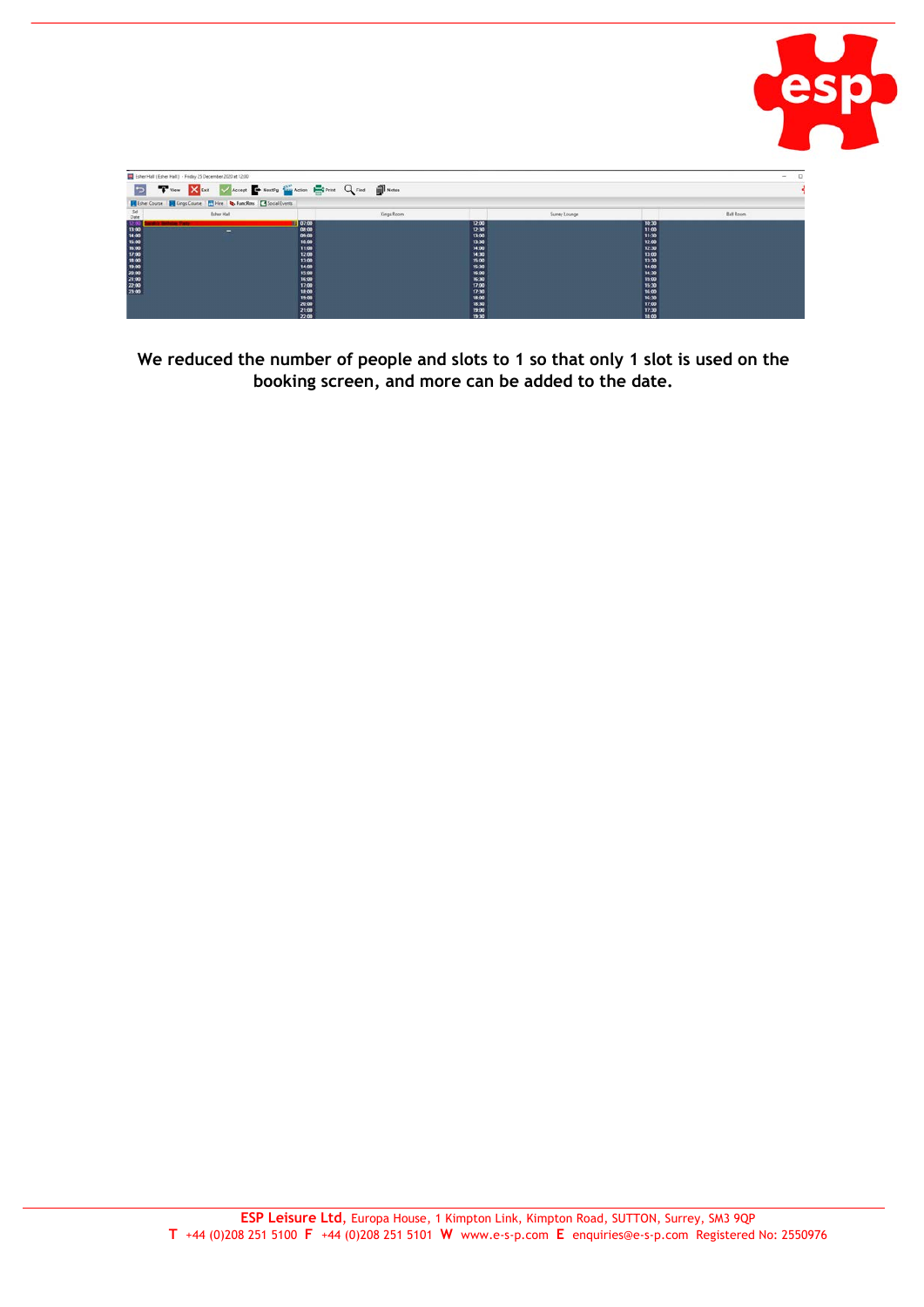We reduced the number of people and slots to 1 so that only 1 slot is used on the booking screen, and more can be added to the date.